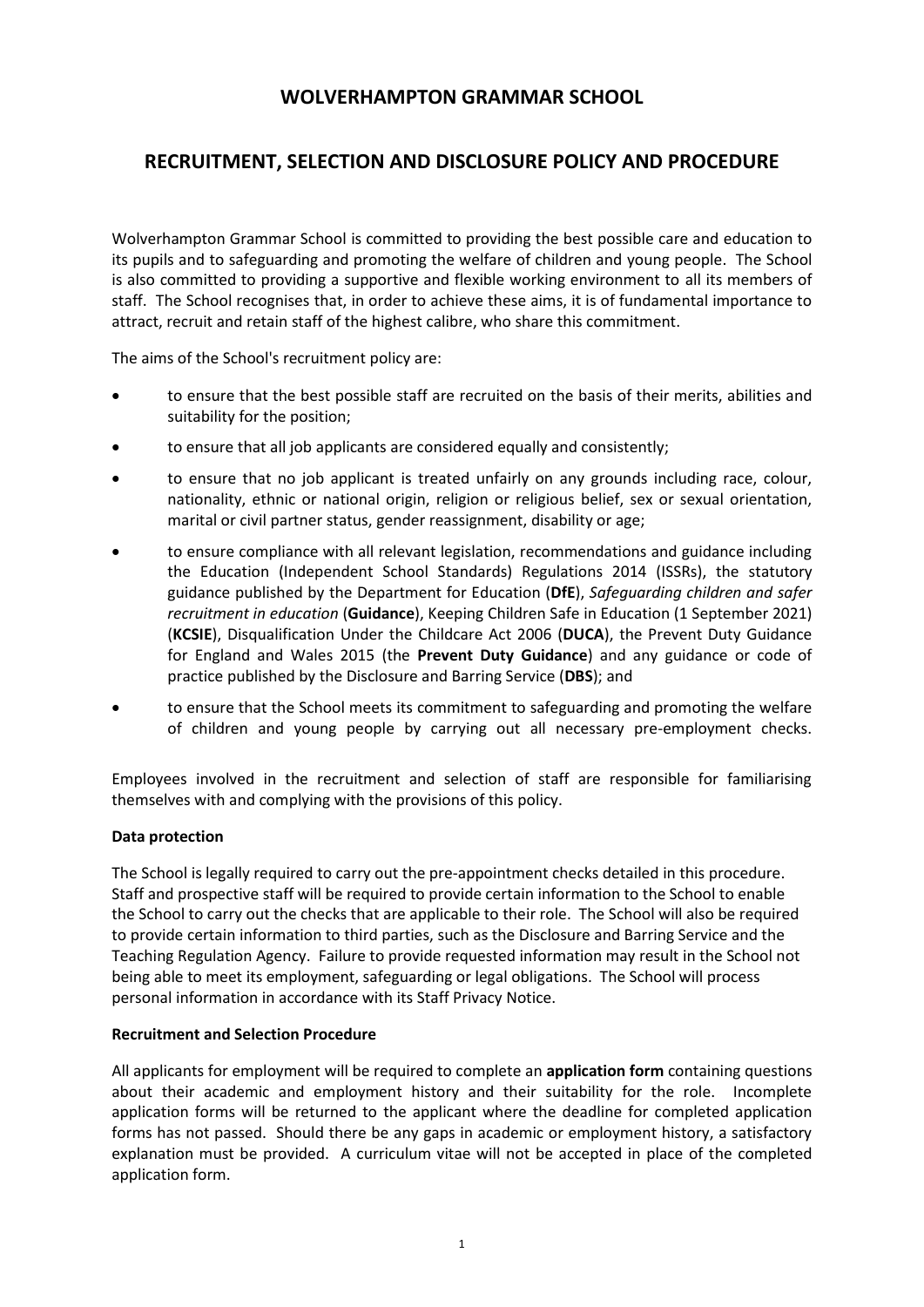# WOLVERHAMPTON GRAMMAR SCHOOL

## RECRUITMENT, SELECTION AND DISCLOSURE POLICY AND PROCEDURE

Wolverhampton Grammar School is committed to providing the best possible care and education to its pupils and to safeguarding and promoting the welfare of children and young people. The School is also committed to providing a supportive and flexible working environment to all its members of staff. The School recognises that, in order to achieve these aims, it is of fundamental importance to attract, recruit and retain staff of the highest calibre, who share this commitment.

The aims of the School's recruitment policy are:

- to ensure that the best possible staff are recruited on the basis of their merits, abilities and suitability for the position;
- to ensure that all job applicants are considered equally and consistently;
- to ensure that no job applicant is treated unfairly on any grounds including race, colour, nationality, ethnic or national origin, religion or religious belief, sex or sexual orientation, marital or civil partner status, gender reassignment, disability or age;
- to ensure compliance with all relevant legislation, recommendations and guidance including the Education (Independent School Standards) Regulations 2014 (ISSRs), the statutory guidance published by the Department for Education (**DfE**), *Safeguarding children and safer recruitment in education* (**Guidance**), Keeping Children Safe in Education (1 September 2021) (**KCSIE**), Disqualification Under the Childcare Act 2006 (**DUCA**), the Prevent Duty Guidance for England and Wales 2015 (the **Prevent Duty Guidance**) and any guidance or code of practice published by the Disclosure and Barring Service (**DBS**); and
- to ensure that the School meets its commitment to safeguarding and promoting the welfare of children and young people by carrying out all necessary pre-employment checks.

Employees involved in the recruitment and selection of staff are responsible for familiarising themselves with and complying with the provisions of this policy.

**Data protection**

The School is legally required to carry out the pre-appointment checks detailed in this procedure. Staff and prospective staff will be required to provide certain information to the School to enable the School to carry out the checks that are applicable to their role. The School will also be required to provide certain information to third parties, such as the Disclosure and Barring Service and the Teaching Regulation Agency. Failure to provide requested information may result in the School not being able to meet its employment, safeguarding or legal obligations. The School will process personal information in accordance with its Staff Privacy Notice.

**Recruitment and Selection Procedure**

All applicants for employment will be required to complete an **application form** containing questions about their academic and employment history and their suitability for the role. Incomplete application forms will be returned to the applicant where the deadline for completed application forms has not passed. Should there be any gaps in academic or employment history, a satisfactory explanation must be provided. A curriculum vitae will not be accepted in place of the completed application form.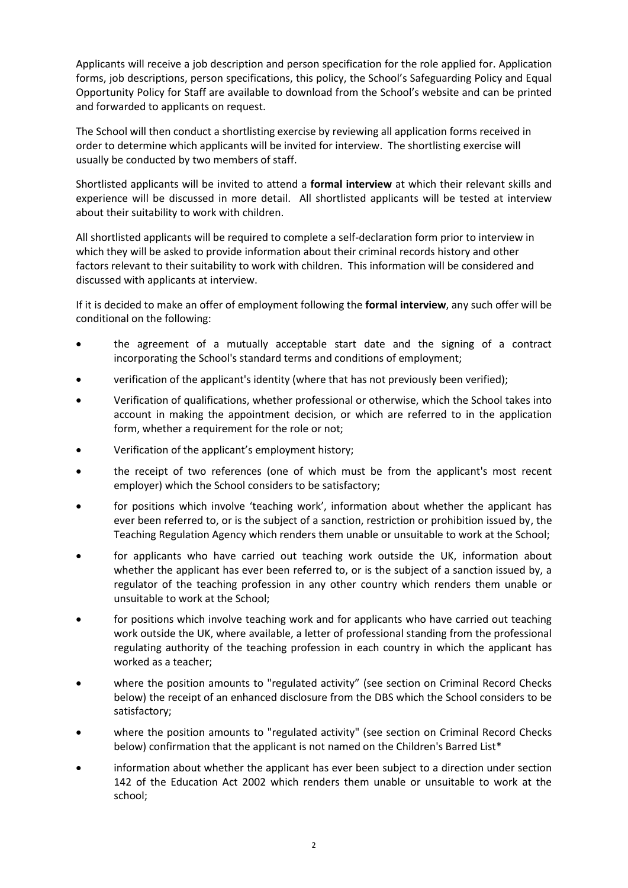Applicants will receive a job description and person specification for the role applied for. Application forms, job descriptions, person specifications, this policy, the School's Safeguarding Policy and Equal Opportunity Policy for Staff are available to download from the School's website and can be printed and forwarded to applicants on request.

The School will then conduct a shortlisting exercise by reviewing all application forms received in order to determine which applicants will be invited for interview. The shortlisting exercise will usually be conducted by two members of staff.

Shortlisted applicants will be invited to attend a **formal interview** at which their relevant skills and experience will be discussed in more detail. All shortlisted applicants will be tested at interview about their suitability to work with children.

All shortlisted applicants will be required to complete a self-declaration form prior to interview in which they will be asked to provide information about their criminal records history and other factors relevant to their suitability to work with children. This information will be considered and discussed with applicants at interview.

If it is decided to make an offer of employment following the **formal interview**, any such offer will be conditional on the following:

- the agreement of a mutually acceptable start date and the signing of a contract incorporating the School's standard terms and conditions of employment;
- verification of the applicant's identity (where that has not previously been verified);
- Verification of qualifications, whether professional or otherwise, which the School takes into account in making the appointment decision, or which are referred to in the application form, whether a requirement for the role or not;
- Verification of the applicant's employment history;
- the receipt of two references (one of which must be from the applicant's most recent employer) which the School considers to be satisfactory;
- for positions which involve 'teaching work', information about whether the applicant has ever been referred to, or is the subject of a sanction, restriction or prohibition issued by, the Teaching Regulation Agency which renders them unable or unsuitable to work at the School;
- for applicants who have carried out teaching work outside the UK, information about whether the applicant has ever been referred to, or is the subject of a sanction issued by, a regulator of the teaching profession in any other country which renders them unable or unsuitable to work at the School;
- for positions which involve teaching work and for applicants who have carried out teaching work outside the UK, where available, a letter of professional standing from the professional regulating authority of the teaching profession in each country in which the applicant has worked as a teacher;
- where the position amounts to "regulated activity" (see section on Criminal Record Checks below) the receipt of an enhanced disclosure from the DBS which the School considers to be satisfactory;
- where the position amounts to "regulated activity" (see section on Criminal Record Checks below) confirmation that the applicant is not named on the Children's Barred List*
- information about whether the applicant has ever been subject to a direction under section 142 of the Education Act 2002 which renders them unable or unsuitable to work at the school;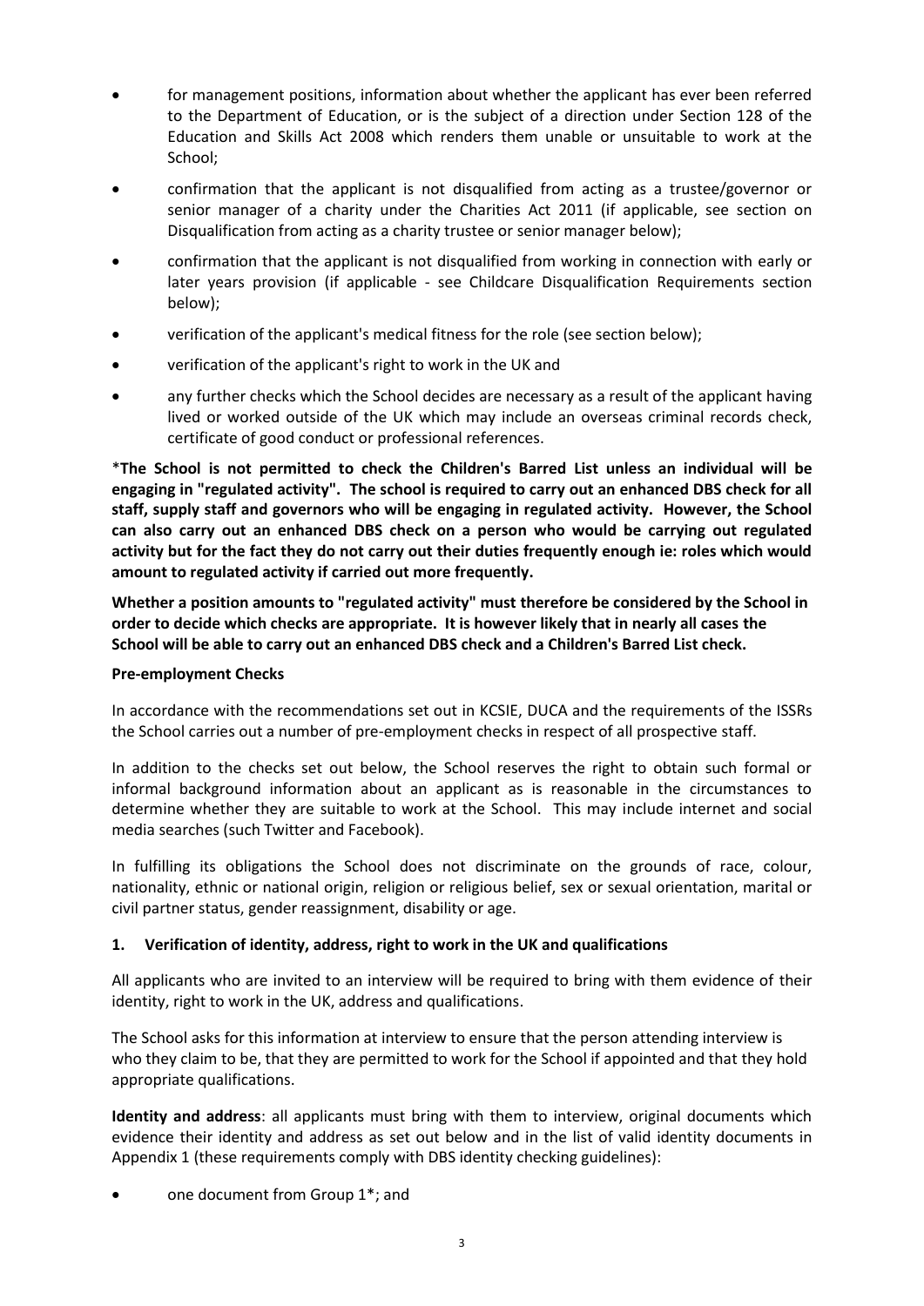- for management positions, information about whether the applicant has ever been referred to the Department of Education, or is the subject of a direction under Section 128 of the Education and Skills Act 2008 which renders them unable or unsuitable to work at the School;
- confirmation that the applicant is not disqualified from acting as a trustee/governor or senior manager of a charity under the Charities Act 2011 (if applicable, see section on Disqualification from acting as a charity trustee or senior manager below);
- confirmation that the applicant is not disqualified from working in connection with early or later years provision (if applicable - see Childcare Disqualification Requirements section below);
- verification of the applicant's medical fitness for the role (see section below);
- verification of the applicant's right to work in the UK and
- any further checks which the School decides are necessary as a result of the applicant having lived or worked outside of the UK which may include an overseas criminal records check, certificate of good conduct or professional references.

***The School is not permitted to check the Children's Barred List unless an individual will be engaging in "regulated activity". The school is required to carry out an enhanced DBS check for all staff, supply staff and governors who will be engaging in regulated activity. However, the School can also carry out an enhanced DBS check on a person who would be carrying out regulated activity but for the fact they do not carry out their duties frequently enough ie: roles which would amount to regulated activity if carried out more frequently.**

**Whether a position amounts to "regulated activity" must therefore be considered by the School in order to decide which checks are appropriate. It is however likely that in nearly all cases the School will be able to carry out an enhanced DBS check and a Children's Barred List check.**

**Pre-employment Checks**

In accordance with the recommendations set out in KCSIE, DUCA and the requirements of the ISSRs the School carries out a number of pre-employment checks in respect of all prospective staff.

In addition to the checks set out below, the School reserves the right to obtain such formal or informal background information about an applicant as is reasonable in the circumstances to determine whether they are suitable to work at the School. This may include internet and social media searches (such Twitter and Facebook).

In fulfilling its obligations the School does not discriminate on the grounds of race, colour, nationality, ethnic or national origin, religion or religious belief, sex or sexual orientation, marital or civil partner status, gender reassignment, disability or age.

**1. Verification of identity, address, right to work in the UK and qualifications**

All applicants who are invited to an interview will be required to bring with them evidence of their identity, right to work in the UK, address and qualifications.

The School asks for this information at interview to ensure that the person attending interview is who they claim to be, that they are permitted to work for the School if appointed and that they hold appropriate qualifications.

**Identity and address**: all applicants must bring with them to interview, original documents which evidence their identity and address as set out below and in the list of valid identity documents in Appendix 1 (these requirements comply with DBS identity checking guidelines):

- one document from Group 1*; and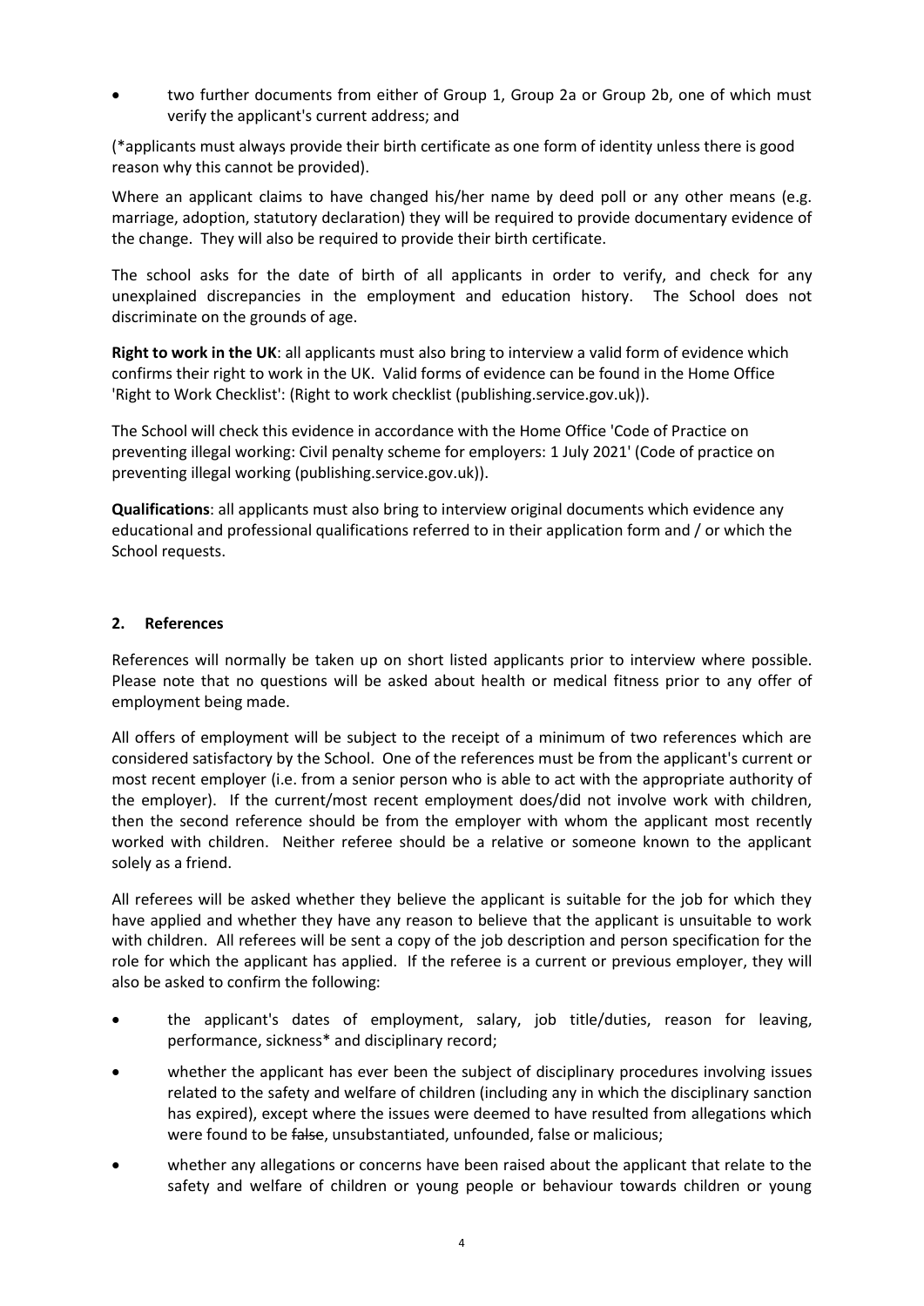- two further documents from either of Group 1, Group 2a or Group 2b, one of which must verify the applicant's current address; and

(*applicants must always provide their birth certificate as one form of identity unless there is good reason why this cannot be provided).

Where an applicant claims to have changed his/her name by deed poll or any other means (e.g. marriage, adoption, statutory declaration) they will be required to provide documentary evidence of the change. They will also be required to provide their birth certificate.

The school asks for the date of birth of all applicants in order to verify, and check for any unexplained discrepancies in the employment and education history. The School does not discriminate on the grounds of age.

**Right to work in the UK**: all applicants must also bring to interview a valid form of evidence which confirms their right to work in the UK. Valid forms of evidence can be found in the Home Office 'Right to Work Checklist': (Right to work checklist (publishing.service.gov.uk)).

The School will check this evidence in accordance with the Home Office 'Code of Practice on preventing illegal working: Civil penalty scheme for employers: 1 July 2021' (Code of practice on preventing illegal working (publishing.service.gov.uk)).

**Qualifications**: all applicants must also bring to interview original documents which evidence any educational and professional qualifications referred to in their application form and / or which the School requests.

## 2. References

References will normally be taken up on short listed applicants prior to interview where possible. Please note that no questions will be asked about health or medical fitness prior to any offer of employment being made.

All offers of employment will be subject to the receipt of a minimum of two references which are considered satisfactory by the School. One of the references must be from the applicant's current or most recent employer (i.e. from a senior person who is able to act with the appropriate authority of the employer). If the current/most recent employment does/did not involve work with children, then the second reference should be from the employer with whom the applicant most recently worked with children. Neither referee should be a relative or someone known to the applicant solely as a friend.

All referees will be asked whether they believe the applicant is suitable for the job for which they have applied and whether they have any reason to believe that the applicant is unsuitable to work with children. All referees will be sent a copy of the job description and person specification for the role for which the applicant has applied. If the referee is a current or previous employer, they will also be asked to confirm the following:

- the applicant's dates of employment, salary, job title/duties, reason for leaving, performance, sickness* and disciplinary record;
- whether the applicant has ever been the subject of disciplinary procedures involving issues related to the safety and welfare of children (including any in which the disciplinary sanction has expired), except where the issues were deemed to have resulted from allegations which were found to be ~~false~~, unsubstantiated, unfounded, false or malicious;
- whether any allegations or concerns have been raised about the applicant that relate to the safety and welfare of children or young people or behaviour towards children or young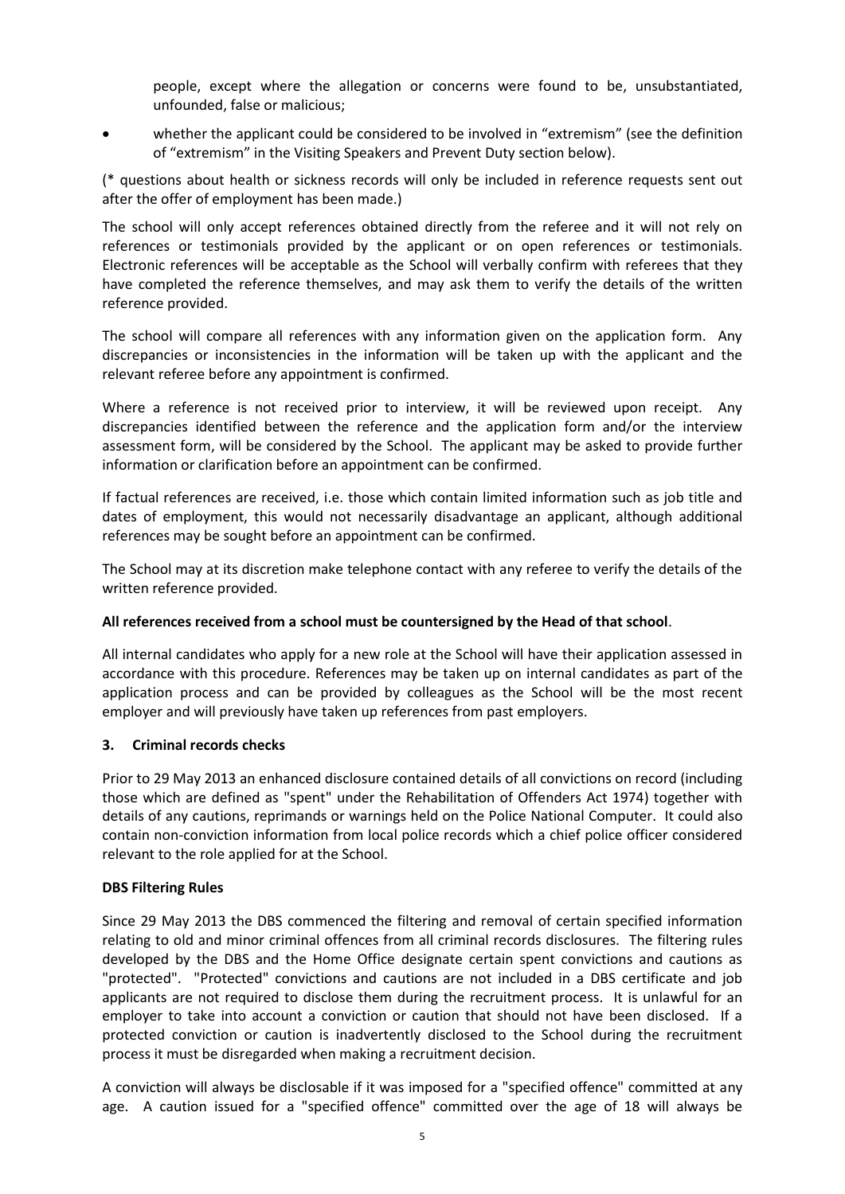people, except where the allegation or concerns were found to be, unsubstantiated, unfounded, false or malicious;

- whether the applicant could be considered to be involved in "extremism" (see the definition of "extremism" in the Visiting Speakers and Prevent Duty section below).

(* questions about health or sickness records will only be included in reference requests sent out after the offer of employment has been made.)

The school will only accept references obtained directly from the referee and it will not rely on references or testimonials provided by the applicant or on open references or testimonials. Electronic references will be acceptable as the School will verbally confirm with referees that they have completed the reference themselves, and may ask them to verify the details of the written reference provided.

The school will compare all references with any information given on the application form. Any discrepancies or inconsistencies in the information will be taken up with the applicant and the relevant referee before any appointment is confirmed.

Where a reference is not received prior to interview, it will be reviewed upon receipt. Any discrepancies identified between the reference and the application form and/or the interview assessment form, will be considered by the School. The applicant may be asked to provide further information or clarification before an appointment can be confirmed.

If factual references are received, i.e. those which contain limited information such as job title and dates of employment, this would not necessarily disadvantage an applicant, although additional references may be sought before an appointment can be confirmed.

The School may at its discretion make telephone contact with any referee to verify the details of the written reference provided.

**All references received from a school must be countersigned by the Head of that school**.

All internal candidates who apply for a new role at the School will have their application assessed in accordance with this procedure. References may be taken up on internal candidates as part of the application process and can be provided by colleagues as the School will be the most recent employer and will previously have taken up references from past employers.

## 3. Criminal records checks

Prior to 29 May 2013 an enhanced disclosure contained details of all convictions on record (including those which are defined as "spent" under the Rehabilitation of Offenders Act 1974) together with details of any cautions, reprimands or warnings held on the Police National Computer. It could also contain non-conviction information from local police records which a chief police officer considered relevant to the role applied for at the School.

### DBS Filtering Rules

Since 29 May 2013 the DBS commenced the filtering and removal of certain specified information relating to old and minor criminal offences from all criminal records disclosures. The filtering rules developed by the DBS and the Home Office designate certain spent convictions and cautions as "protected". "Protected" convictions and cautions are not included in a DBS certificate and job applicants are not required to disclose them during the recruitment process. It is unlawful for an employer to take into account a conviction or caution that should not have been disclosed. If a protected conviction or caution is inadvertently disclosed to the School during the recruitment process it must be disregarded when making a recruitment decision.

A conviction will always be disclosable if it was imposed for a "specified offence" committed at any age. A caution issued for a "specified offence" committed over the age of 18 will always be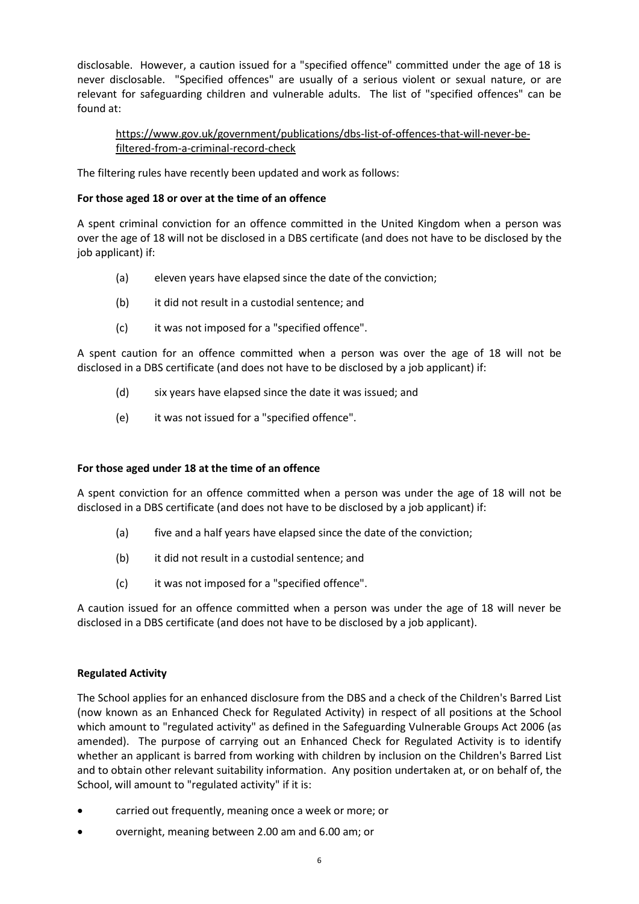disclosable. However, a caution issued for a "specified offence" committed under the age of 18 is never disclosable. "Specified offences" are usually of a serious violent or sexual nature, or are relevant for safeguarding children and vulnerable adults. The list of "specified offences" can be found at:

> https://www.gov.uk/government/publications/dbs-list-of-offences-that-will-never-be-filtered-from-a-criminal-record-check

The filtering rules have recently been updated and work as follows:

**For those aged 18 or over at the time of an offence**

A spent criminal conviction for an offence committed in the United Kingdom when a person was over the age of 18 will not be disclosed in a DBS certificate (and does not have to be disclosed by the job applicant) if:

- (a) eleven years have elapsed since the date of the conviction;
- (b) it did not result in a custodial sentence; and
- (c) it was not imposed for a "specified offence".

A spent caution for an offence committed when a person was over the age of 18 will not be disclosed in a DBS certificate (and does not have to be disclosed by a job applicant) if:

- (d) six years have elapsed since the date it was issued; and
- (e) it was not issued for a "specified offence".

**For those aged under 18 at the time of an offence**

A spent conviction for an offence committed when a person was under the age of 18 will not be disclosed in a DBS certificate (and does not have to be disclosed by a job applicant) if:

- (a) five and a half years have elapsed since the date of the conviction;
- (b) it did not result in a custodial sentence; and
- (c) it was not imposed for a "specified offence".

A caution issued for an offence committed when a person was under the age of 18 will never be disclosed in a DBS certificate (and does not have to be disclosed by a job applicant).

**Regulated Activity**

The School applies for an enhanced disclosure from the DBS and a check of the Children's Barred List (now known as an Enhanced Check for Regulated Activity) in respect of all positions at the School which amount to "regulated activity" as defined in the Safeguarding Vulnerable Groups Act 2006 (as amended). The purpose of carrying out an Enhanced Check for Regulated Activity is to identify whether an applicant is barred from working with children by inclusion on the Children's Barred List and to obtain other relevant suitability information. Any position undertaken at, or on behalf of, the School, will amount to "regulated activity" if it is:

- carried out frequently, meaning once a week or more; or
- overnight, meaning between 2.00 am and 6.00 am; or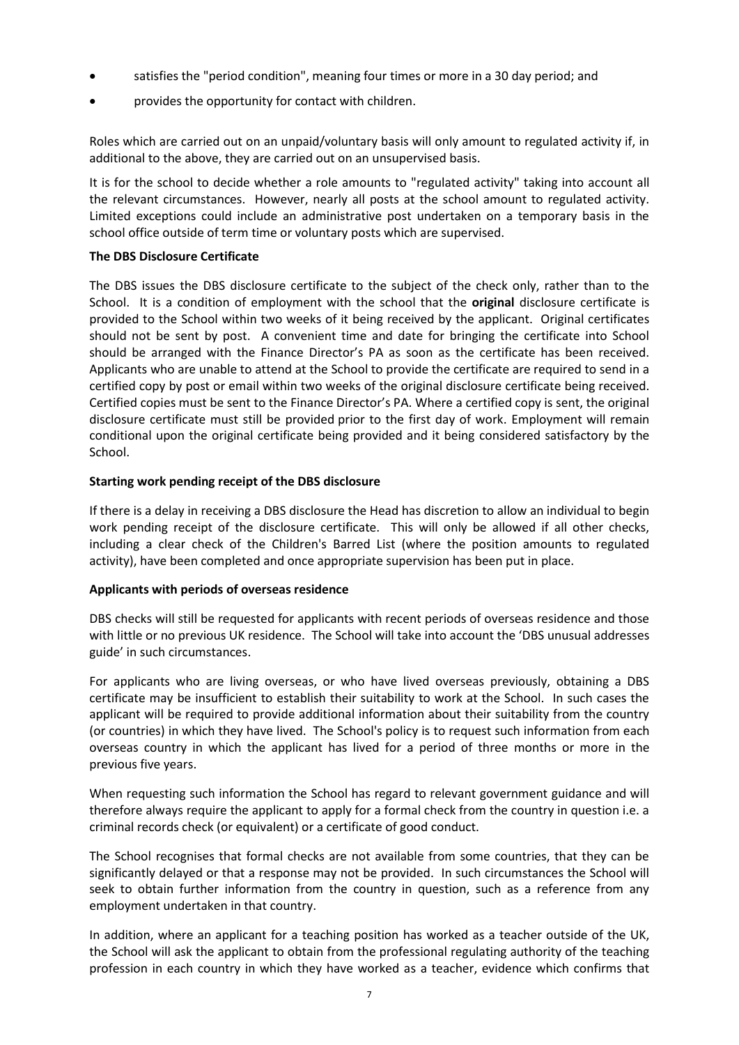- satisfies the "period condition", meaning four times or more in a 30 day period; and
- provides the opportunity for contact with children.

Roles which are carried out on an unpaid/voluntary basis will only amount to regulated activity if, in additional to the above, they are carried out on an unsupervised basis.

It is for the school to decide whether a role amounts to "regulated activity" taking into account all the relevant circumstances. However, nearly all posts at the school amount to regulated activity. Limited exceptions could include an administrative post undertaken on a temporary basis in the school office outside of term time or voluntary posts which are supervised.

**The DBS Disclosure Certificate**

The DBS issues the DBS disclosure certificate to the subject of the check only, rather than to the School. It is a condition of employment with the school that the **original** disclosure certificate is provided to the School within two weeks of it being received by the applicant. Original certificates should not be sent by post. A convenient time and date for bringing the certificate into School should be arranged with the Finance Director's PA as soon as the certificate has been received. Applicants who are unable to attend at the School to provide the certificate are required to send in a certified copy by post or email within two weeks of the original disclosure certificate being received. Certified copies must be sent to the Finance Director's PA. Where a certified copy is sent, the original disclosure certificate must still be provided prior to the first day of work. Employment will remain conditional upon the original certificate being provided and it being considered satisfactory by the School.

**Starting work pending receipt of the DBS disclosure**

If there is a delay in receiving a DBS disclosure the Head has discretion to allow an individual to begin work pending receipt of the disclosure certificate. This will only be allowed if all other checks, including a clear check of the Children's Barred List (where the position amounts to regulated activity), have been completed and once appropriate supervision has been put in place.

**Applicants with periods of overseas residence**

DBS checks will still be requested for applicants with recent periods of overseas residence and those with little or no previous UK residence. The School will take into account the 'DBS unusual addresses guide' in such circumstances.

For applicants who are living overseas, or who have lived overseas previously, obtaining a DBS certificate may be insufficient to establish their suitability to work at the School. In such cases the applicant will be required to provide additional information about their suitability from the country (or countries) in which they have lived. The School's policy is to request such information from each overseas country in which the applicant has lived for a period of three months or more in the previous five years.

When requesting such information the School has regard to relevant government guidance and will therefore always require the applicant to apply for a formal check from the country in question i.e. a criminal records check (or equivalent) or a certificate of good conduct.

The School recognises that formal checks are not available from some countries, that they can be significantly delayed or that a response may not be provided. In such circumstances the School will seek to obtain further information from the country in question, such as a reference from any employment undertaken in that country.

In addition, where an applicant for a teaching position has worked as a teacher outside of the UK, the School will ask the applicant to obtain from the professional regulating authority of the teaching profession in each country in which they have worked as a teacher, evidence which confirms that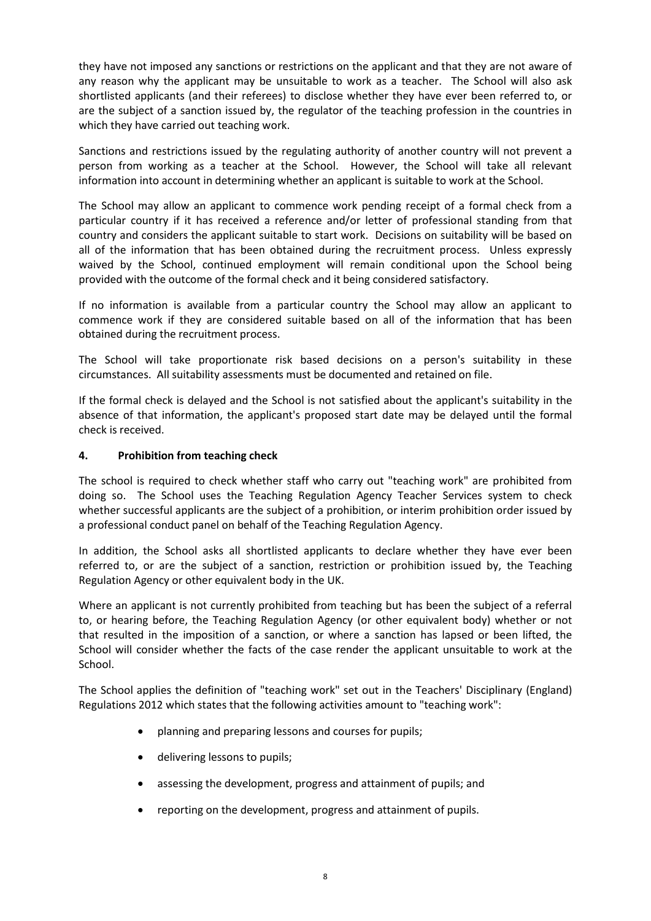they have not imposed any sanctions or restrictions on the applicant and that they are not aware of any reason why the applicant may be unsuitable to work as a teacher. The School will also ask shortlisted applicants (and their referees) to disclose whether they have ever been referred to, or are the subject of a sanction issued by, the regulator of the teaching profession in the countries in which they have carried out teaching work.

Sanctions and restrictions issued by the regulating authority of another country will not prevent a person from working as a teacher at the School. However, the School will take all relevant information into account in determining whether an applicant is suitable to work at the School.

The School may allow an applicant to commence work pending receipt of a formal check from a particular country if it has received a reference and/or letter of professional standing from that country and considers the applicant suitable to start work. Decisions on suitability will be based on all of the information that has been obtained during the recruitment process. Unless expressly waived by the School, continued employment will remain conditional upon the School being provided with the outcome of the formal check and it being considered satisfactory.

If no information is available from a particular country the School may allow an applicant to commence work if they are considered suitable based on all of the information that has been obtained during the recruitment process.

The School will take proportionate risk based decisions on a person's suitability in these circumstances. All suitability assessments must be documented and retained on file.

If the formal check is delayed and the School is not satisfied about the applicant's suitability in the absence of that information, the applicant's proposed start date may be delayed until the formal check is received.

**4. Prohibition from teaching check**

The school is required to check whether staff who carry out "teaching work" are prohibited from doing so. The School uses the Teaching Regulation Agency Teacher Services system to check whether successful applicants are the subject of a prohibition, or interim prohibition order issued by a professional conduct panel on behalf of the Teaching Regulation Agency.

In addition, the School asks all shortlisted applicants to declare whether they have ever been referred to, or are the subject of a sanction, restriction or prohibition issued by, the Teaching Regulation Agency or other equivalent body in the UK.

Where an applicant is not currently prohibited from teaching but has been the subject of a referral to, or hearing before, the Teaching Regulation Agency (or other equivalent body) whether or not that resulted in the imposition of a sanction, or where a sanction has lapsed or been lifted, the School will consider whether the facts of the case render the applicant unsuitable to work at the School.

The School applies the definition of "teaching work" set out in the Teachers' Disciplinary (England) Regulations 2012 which states that the following activities amount to "teaching work":

- planning and preparing lessons and courses for pupils;
- delivering lessons to pupils;
- assessing the development, progress and attainment of pupils; and
- reporting on the development, progress and attainment of pupils.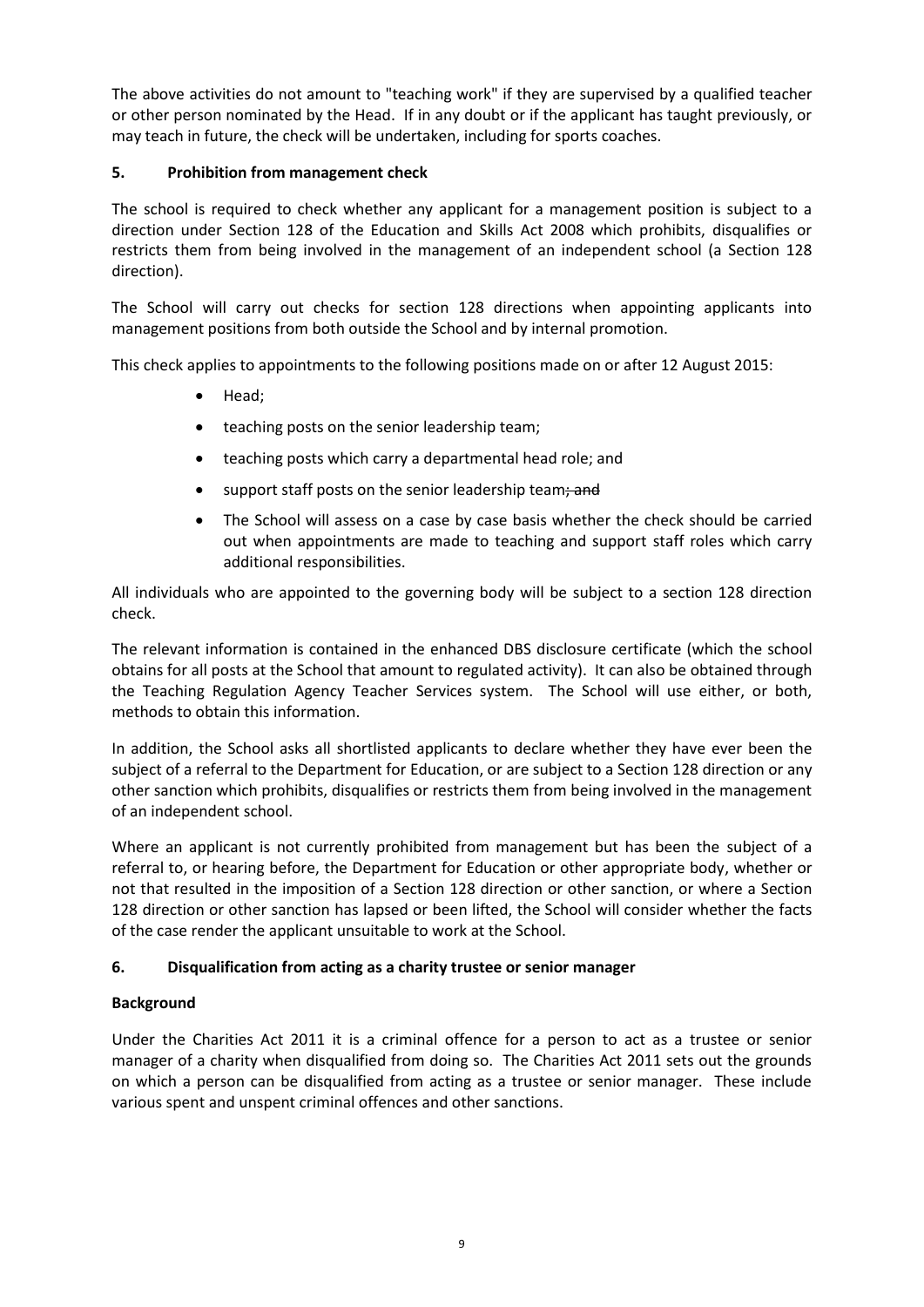The above activities do not amount to "teaching work" if they are supervised by a qualified teacher or other person nominated by the Head. If in any doubt or if the applicant has taught previously, or may teach in future, the check will be undertaken, including for sports coaches.

## 5. Prohibition from management check

The school is required to check whether any applicant for a management position is subject to a direction under Section 128 of the Education and Skills Act 2008 which prohibits, disqualifies or restricts them from being involved in the management of an independent school (a Section 128 direction).

The School will carry out checks for section 128 directions when appointing applicants into management positions from both outside the School and by internal promotion.

This check applies to appointments to the following positions made on or after 12 August 2015:

- Head;
- teaching posts on the senior leadership team;
- teaching posts which carry a departmental head role; and
- support staff posts on the senior leadership team~~; and~~
- The School will assess on a case by case basis whether the check should be carried out when appointments are made to teaching and support staff roles which carry additional responsibilities.

All individuals who are appointed to the governing body will be subject to a section 128 direction check.

The relevant information is contained in the enhanced DBS disclosure certificate (which the school obtains for all posts at the School that amount to regulated activity). It can also be obtained through the Teaching Regulation Agency Teacher Services system. The School will use either, or both, methods to obtain this information.

In addition, the School asks all shortlisted applicants to declare whether they have ever been the subject of a referral to the Department for Education, or are subject to a Section 128 direction or any other sanction which prohibits, disqualifies or restricts them from being involved in the management of an independent school.

Where an applicant is not currently prohibited from management but has been the subject of a referral to, or hearing before, the Department for Education or other appropriate body, whether or not that resulted in the imposition of a Section 128 direction or other sanction, or where a Section 128 direction or other sanction has lapsed or been lifted, the School will consider whether the facts of the case render the applicant unsuitable to work at the School.

## 6. Disqualification from acting as a charity trustee or senior manager

**Background**

Under the Charities Act 2011 it is a criminal offence for a person to act as a trustee or senior manager of a charity when disqualified from doing so. The Charities Act 2011 sets out the grounds on which a person can be disqualified from acting as a trustee or senior manager. These include various spent and unspent criminal offences and other sanctions.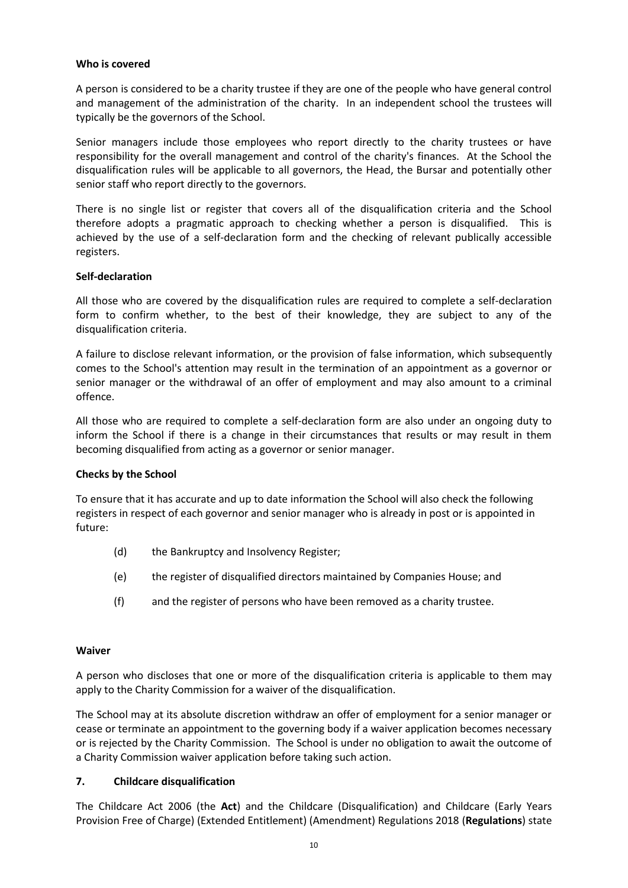**Who is covered**

A person is considered to be a charity trustee if they are one of the people who have general control and management of the administration of the charity. In an independent school the trustees will typically be the governors of the School.

Senior managers include those employees who report directly to the charity trustees or have responsibility for the overall management and control of the charity's finances. At the School the disqualification rules will be applicable to all governors, the Head, the Bursar and potentially other senior staff who report directly to the governors.

There is no single list or register that covers all of the disqualification criteria and the School therefore adopts a pragmatic approach to checking whether a person is disqualified. This is achieved by the use of a self-declaration form and the checking of relevant publically accessible registers.

**Self-declaration**

All those who are covered by the disqualification rules are required to complete a self-declaration form to confirm whether, to the best of their knowledge, they are subject to any of the disqualification criteria.

A failure to disclose relevant information, or the provision of false information, which subsequently comes to the School's attention may result in the termination of an appointment as a governor or senior manager or the withdrawal of an offer of employment and may also amount to a criminal offence.

All those who are required to complete a self-declaration form are also under an ongoing duty to inform the School if there is a change in their circumstances that results or may result in them becoming disqualified from acting as a governor or senior manager.

**Checks by the School**

To ensure that it has accurate and up to date information the School will also check the following registers in respect of each governor and senior manager who is already in post or is appointed in future:

(d) the Bankruptcy and Insolvency Register;

(e) the register of disqualified directors maintained by Companies House; and

(f) and the register of persons who have been removed as a charity trustee.

**Waiver**

A person who discloses that one or more of the disqualification criteria is applicable to them may apply to the Charity Commission for a waiver of the disqualification.

The School may at its absolute discretion withdraw an offer of employment for a senior manager or cease or terminate an appointment to the governing body if a waiver application becomes necessary or is rejected by the Charity Commission. The School is under no obligation to await the outcome of a Charity Commission waiver application before taking such action.

## 7. Childcare disqualification

The Childcare Act 2006 (the **Act**) and the Childcare (Disqualification) and Childcare (Early Years Provision Free of Charge) (Extended Entitlement) (Amendment) Regulations 2018 (**Regulations**) state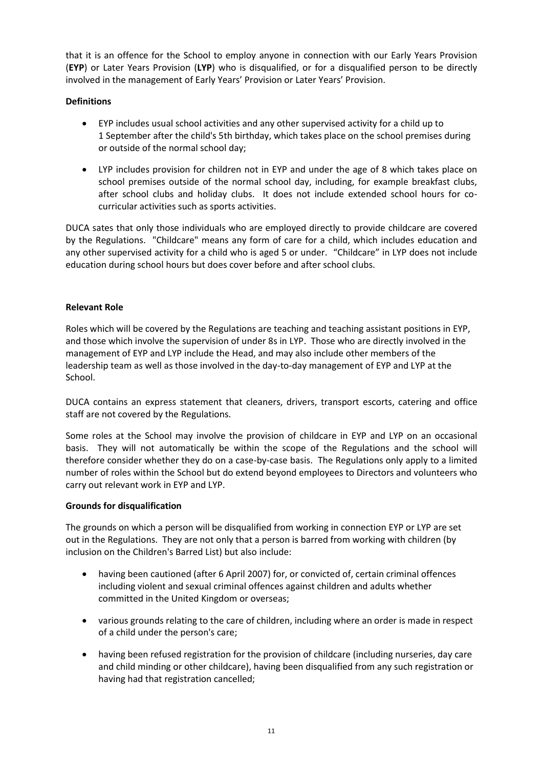that it is an offence for the School to employ anyone in connection with our Early Years Provision (**EYP**) or Later Years Provision (**LYP**) who is disqualified, or for a disqualified person to be directly involved in the management of Early Years' Provision or Later Years' Provision.

**Definitions**

- EYP includes usual school activities and any other supervised activity for a child up to 1 September after the child's 5th birthday, which takes place on the school premises during or outside of the normal school day;
- LYP includes provision for children not in EYP and under the age of 8 which takes place on school premises outside of the normal school day, including, for example breakfast clubs, after school clubs and holiday clubs. It does not include extended school hours for co-curricular activities such as sports activities.

DUCA sates that only those individuals who are employed directly to provide childcare are covered by the Regulations. "Childcare" means any form of care for a child, which includes education and any other supervised activity for a child who is aged 5 or under. "Childcare" in LYP does not include education during school hours but does cover before and after school clubs.

**Relevant Role**

Roles which will be covered by the Regulations are teaching and teaching assistant positions in EYP, and those which involve the supervision of under 8s in LYP. Those who are directly involved in the management of EYP and LYP include the Head, and may also include other members of the leadership team as well as those involved in the day-to-day management of EYP and LYP at the School.

DUCA contains an express statement that cleaners, drivers, transport escorts, catering and office staff are not covered by the Regulations.

Some roles at the School may involve the provision of childcare in EYP and LYP on an occasional basis. They will not automatically be within the scope of the Regulations and the school will therefore consider whether they do on a case-by-case basis. The Regulations only apply to a limited number of roles within the School but do extend beyond employees to Directors and volunteers who carry out relevant work in EYP and LYP.

**Grounds for disqualification**

The grounds on which a person will be disqualified from working in connection EYP or LYP are set out in the Regulations. They are not only that a person is barred from working with children (by inclusion on the Children's Barred List) but also include:

- having been cautioned (after 6 April 2007) for, or convicted of, certain criminal offences including violent and sexual criminal offences against children and adults whether committed in the United Kingdom or overseas;
- various grounds relating to the care of children, including where an order is made in respect of a child under the person's care;
- having been refused registration for the provision of childcare (including nurseries, day care and child minding or other childcare), having been disqualified from any such registration or having had that registration cancelled;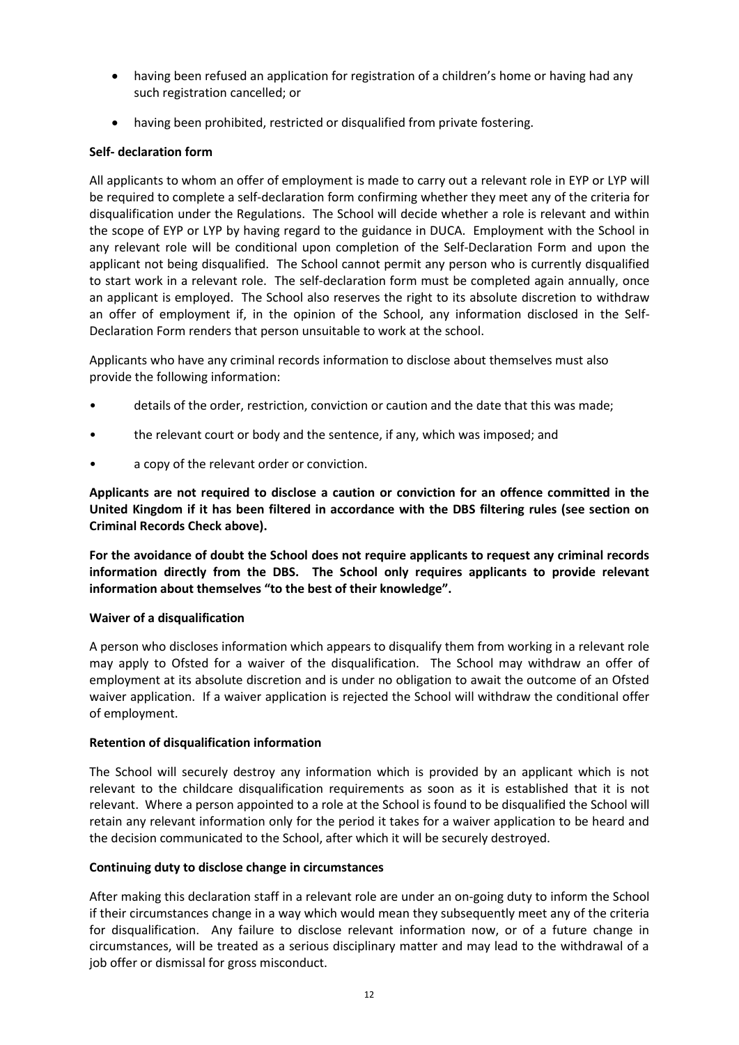- having been refused an application for registration of a children's home or having had any such registration cancelled; or
- having been prohibited, restricted or disqualified from private fostering.

**Self- declaration form**

All applicants to whom an offer of employment is made to carry out a relevant role in EYP or LYP will be required to complete a self-declaration form confirming whether they meet any of the criteria for disqualification under the Regulations. The School will decide whether a role is relevant and within the scope of EYP or LYP by having regard to the guidance in DUCA. Employment with the School in any relevant role will be conditional upon completion of the Self-Declaration Form and upon the applicant not being disqualified. The School cannot permit any person who is currently disqualified to start work in a relevant role. The self-declaration form must be completed again annually, once an applicant is employed. The School also reserves the right to its absolute discretion to withdraw an offer of employment if, in the opinion of the School, any information disclosed in the Self-Declaration Form renders that person unsuitable to work at the school.

Applicants who have any criminal records information to disclose about themselves must also provide the following information:

- details of the order, restriction, conviction or caution and the date that this was made;
- the relevant court or body and the sentence, if any, which was imposed; and
- a copy of the relevant order or conviction.

**Applicants are not required to disclose a caution or conviction for an offence committed in the United Kingdom if it has been filtered in accordance with the DBS filtering rules (see section on Criminal Records Check above).**

**For the avoidance of doubt the School does not require applicants to request any criminal records information directly from the DBS. The School only requires applicants to provide relevant information about themselves "to the best of their knowledge".**

**Waiver of a disqualification**

A person who discloses information which appears to disqualify them from working in a relevant role may apply to Ofsted for a waiver of the disqualification. The School may withdraw an offer of employment at its absolute discretion and is under no obligation to await the outcome of an Ofsted waiver application. If a waiver application is rejected the School will withdraw the conditional offer of employment.

**Retention of disqualification information**

The School will securely destroy any information which is provided by an applicant which is not relevant to the childcare disqualification requirements as soon as it is established that it is not relevant. Where a person appointed to a role at the School is found to be disqualified the School will retain any relevant information only for the period it takes for a waiver application to be heard and the decision communicated to the School, after which it will be securely destroyed.

**Continuing duty to disclose change in circumstances**

After making this declaration staff in a relevant role are under an on-going duty to inform the School if their circumstances change in a way which would mean they subsequently meet any of the criteria for disqualification. Any failure to disclose relevant information now, or of a future change in circumstances, will be treated as a serious disciplinary matter and may lead to the withdrawal of a job offer or dismissal for gross misconduct.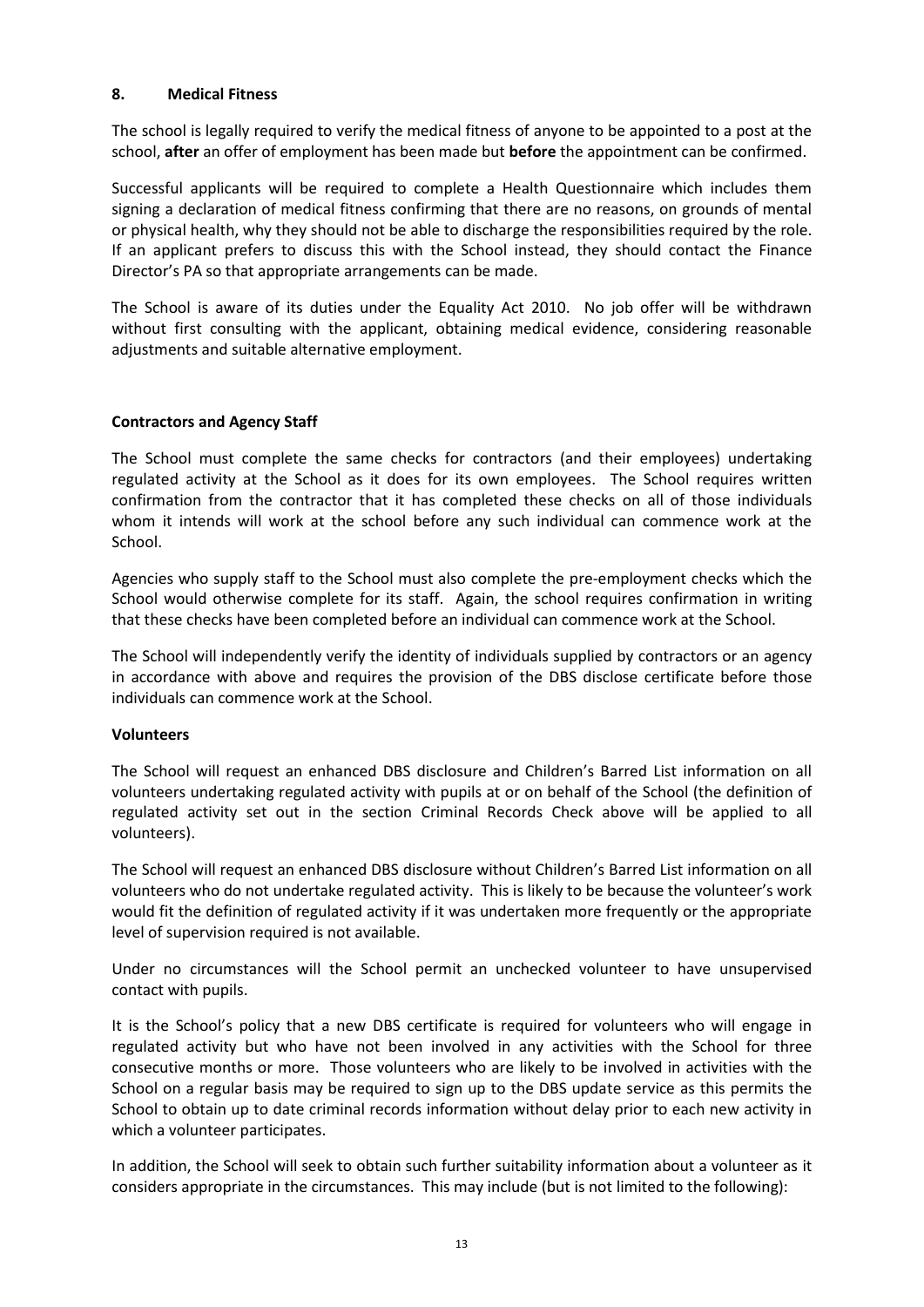## 8. Medical Fitness

The school is legally required to verify the medical fitness of anyone to be appointed to a post at the school, **after** an offer of employment has been made but **before** the appointment can be confirmed.

Successful applicants will be required to complete a Health Questionnaire which includes them signing a declaration of medical fitness confirming that there are no reasons, on grounds of mental or physical health, why they should not be able to discharge the responsibilities required by the role. If an applicant prefers to discuss this with the School instead, they should contact the Finance Director's PA so that appropriate arrangements can be made.

The School is aware of its duties under the Equality Act 2010. No job offer will be withdrawn without first consulting with the applicant, obtaining medical evidence, considering reasonable adjustments and suitable alternative employment.

### Contractors and Agency Staff

The School must complete the same checks for contractors (and their employees) undertaking regulated activity at the School as it does for its own employees. The School requires written confirmation from the contractor that it has completed these checks on all of those individuals whom it intends will work at the school before any such individual can commence work at the School.

Agencies who supply staff to the School must also complete the pre-employment checks which the School would otherwise complete for its staff. Again, the school requires confirmation in writing that these checks have been completed before an individual can commence work at the School.

The School will independently verify the identity of individuals supplied by contractors or an agency in accordance with above and requires the provision of the DBS disclose certificate before those individuals can commence work at the School.

### Volunteers

The School will request an enhanced DBS disclosure and Children's Barred List information on all volunteers undertaking regulated activity with pupils at or on behalf of the School (the definition of regulated activity set out in the section Criminal Records Check above will be applied to all volunteers).

The School will request an enhanced DBS disclosure without Children's Barred List information on all volunteers who do not undertake regulated activity. This is likely to be because the volunteer's work would fit the definition of regulated activity if it was undertaken more frequently or the appropriate level of supervision required is not available.

Under no circumstances will the School permit an unchecked volunteer to have unsupervised contact with pupils.

It is the School's policy that a new DBS certificate is required for volunteers who will engage in regulated activity but who have not been involved in any activities with the School for three consecutive months or more. Those volunteers who are likely to be involved in activities with the School on a regular basis may be required to sign up to the DBS update service as this permits the School to obtain up to date criminal records information without delay prior to each new activity in which a volunteer participates.

In addition, the School will seek to obtain such further suitability information about a volunteer as it considers appropriate in the circumstances. This may include (but is not limited to the following):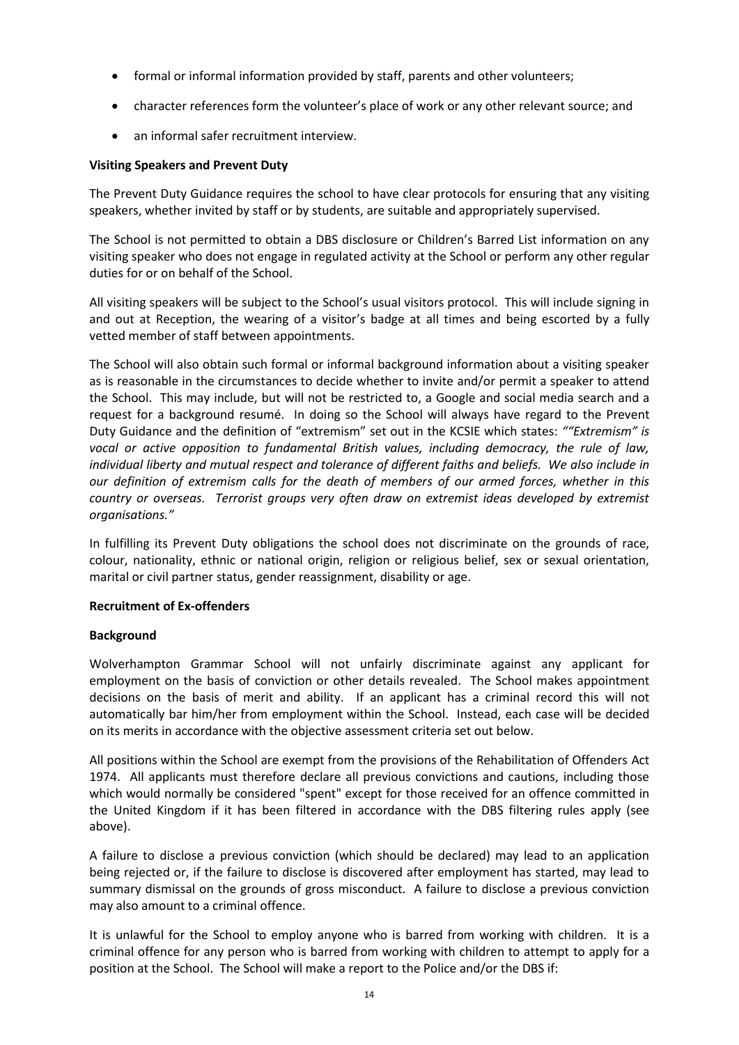- formal or informal information provided by staff, parents and other volunteers;
- character references form the volunteer's place of work or any other relevant source; and
- an informal safer recruitment interview.

**Visiting Speakers and Prevent Duty**

The Prevent Duty Guidance requires the school to have clear protocols for ensuring that any visiting speakers, whether invited by staff or by students, are suitable and appropriately supervised.

The School is not permitted to obtain a DBS disclosure or Children's Barred List information on any visiting speaker who does not engage in regulated activity at the School or perform any other regular duties for or on behalf of the School.

All visiting speakers will be subject to the School's usual visitors protocol. This will include signing in and out at Reception, the wearing of a visitor's badge at all times and being escorted by a fully vetted member of staff between appointments.

The School will also obtain such formal or informal background information about a visiting speaker as is reasonable in the circumstances to decide whether to invite and/or permit a speaker to attend the School. This may include, but will not be restricted to, a Google and social media search and a request for a background resumé. In doing so the School will always have regard to the Prevent Duty Guidance and the definition of "extremism" set out in the KCSIE which states: *""Extremism" is vocal or active opposition to fundamental British values, including democracy, the rule of law, individual liberty and mutual respect and tolerance of different faiths and beliefs. We also include in our definition of extremism calls for the death of members of our armed forces, whether in this country or overseas. Terrorist groups very often draw on extremist ideas developed by extremist organisations."*

In fulfilling its Prevent Duty obligations the school does not discriminate on the grounds of race, colour, nationality, ethnic or national origin, religion or religious belief, sex or sexual orientation, marital or civil partner status, gender reassignment, disability or age.

**Recruitment of Ex-offenders**

**Background**

Wolverhampton Grammar School will not unfairly discriminate against any applicant for employment on the basis of conviction or other details revealed. The School makes appointment decisions on the basis of merit and ability. If an applicant has a criminal record this will not automatically bar him/her from employment within the School. Instead, each case will be decided on its merits in accordance with the objective assessment criteria set out below.

All positions within the School are exempt from the provisions of the Rehabilitation of Offenders Act 1974. All applicants must therefore declare all previous convictions and cautions, including those which would normally be considered "spent" except for those received for an offence committed in the United Kingdom if it has been filtered in accordance with the DBS filtering rules apply (see above).

A failure to disclose a previous conviction (which should be declared) may lead to an application being rejected or, if the failure to disclose is discovered after employment has started, may lead to summary dismissal on the grounds of gross misconduct. A failure to disclose a previous conviction may also amount to a criminal offence.

It is unlawful for the School to employ anyone who is barred from working with children. It is a criminal offence for any person who is barred from working with children to attempt to apply for a position at the School. The School will make a report to the Police and/or the DBS if: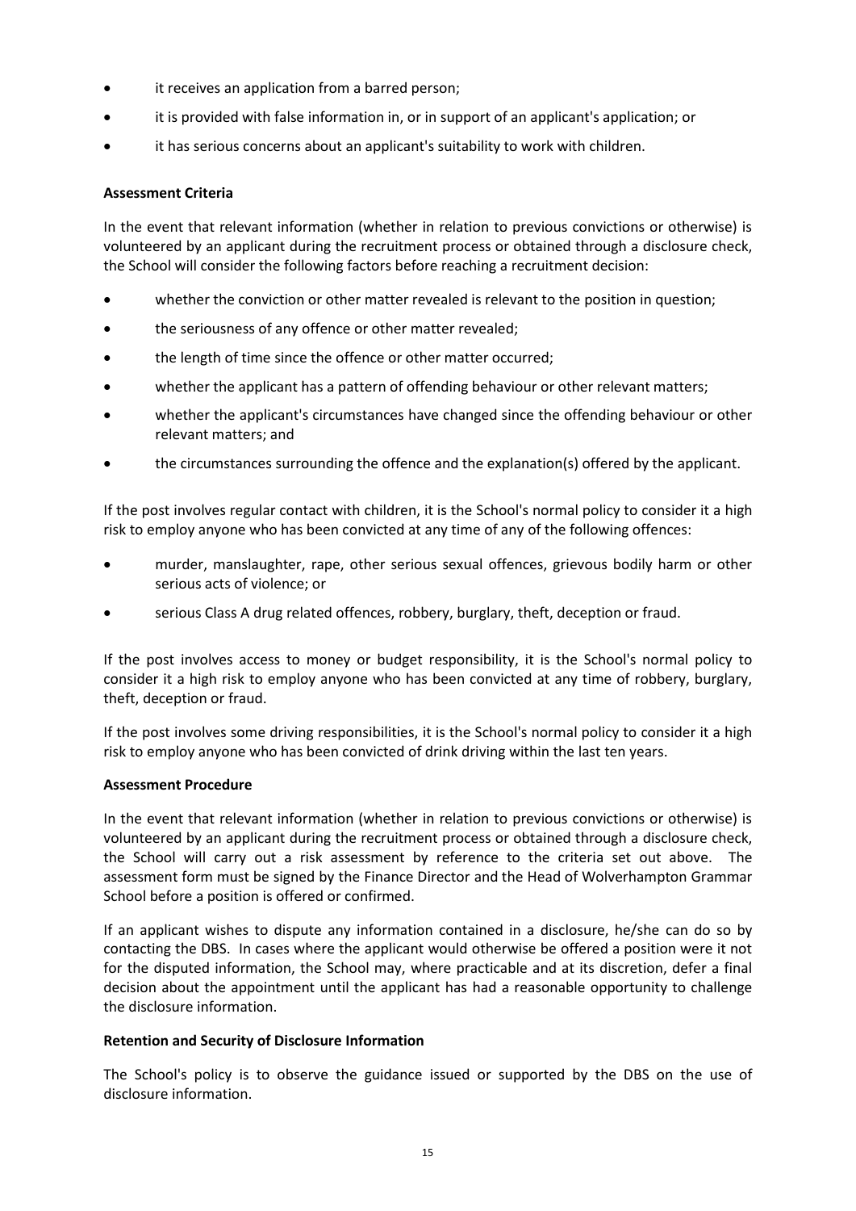- it receives an application from a barred person;
- it is provided with false information in, or in support of an applicant's application; or
- it has serious concerns about an applicant's suitability to work with children.

**Assessment Criteria**

In the event that relevant information (whether in relation to previous convictions or otherwise) is volunteered by an applicant during the recruitment process or obtained through a disclosure check, the School will consider the following factors before reaching a recruitment decision:

- whether the conviction or other matter revealed is relevant to the position in question;
- the seriousness of any offence or other matter revealed;
- the length of time since the offence or other matter occurred;
- whether the applicant has a pattern of offending behaviour or other relevant matters;
- whether the applicant's circumstances have changed since the offending behaviour or other relevant matters; and
- the circumstances surrounding the offence and the explanation(s) offered by the applicant.

If the post involves regular contact with children, it is the School's normal policy to consider it a high risk to employ anyone who has been convicted at any time of any of the following offences:

- murder, manslaughter, rape, other serious sexual offences, grievous bodily harm or other serious acts of violence; or
- serious Class A drug related offences, robbery, burglary, theft, deception or fraud.

If the post involves access to money or budget responsibility, it is the School's normal policy to consider it a high risk to employ anyone who has been convicted at any time of robbery, burglary, theft, deception or fraud.

If the post involves some driving responsibilities, it is the School's normal policy to consider it a high risk to employ anyone who has been convicted of drink driving within the last ten years.

**Assessment Procedure**

In the event that relevant information (whether in relation to previous convictions or otherwise) is volunteered by an applicant during the recruitment process or obtained through a disclosure check, the School will carry out a risk assessment by reference to the criteria set out above. The assessment form must be signed by the Finance Director and the Head of Wolverhampton Grammar School before a position is offered or confirmed.

If an applicant wishes to dispute any information contained in a disclosure, he/she can do so by contacting the DBS. In cases where the applicant would otherwise be offered a position were it not for the disputed information, the School may, where practicable and at its discretion, defer a final decision about the appointment until the applicant has had a reasonable opportunity to challenge the disclosure information.

**Retention and Security of Disclosure Information**

The School's policy is to observe the guidance issued or supported by the DBS on the use of disclosure information.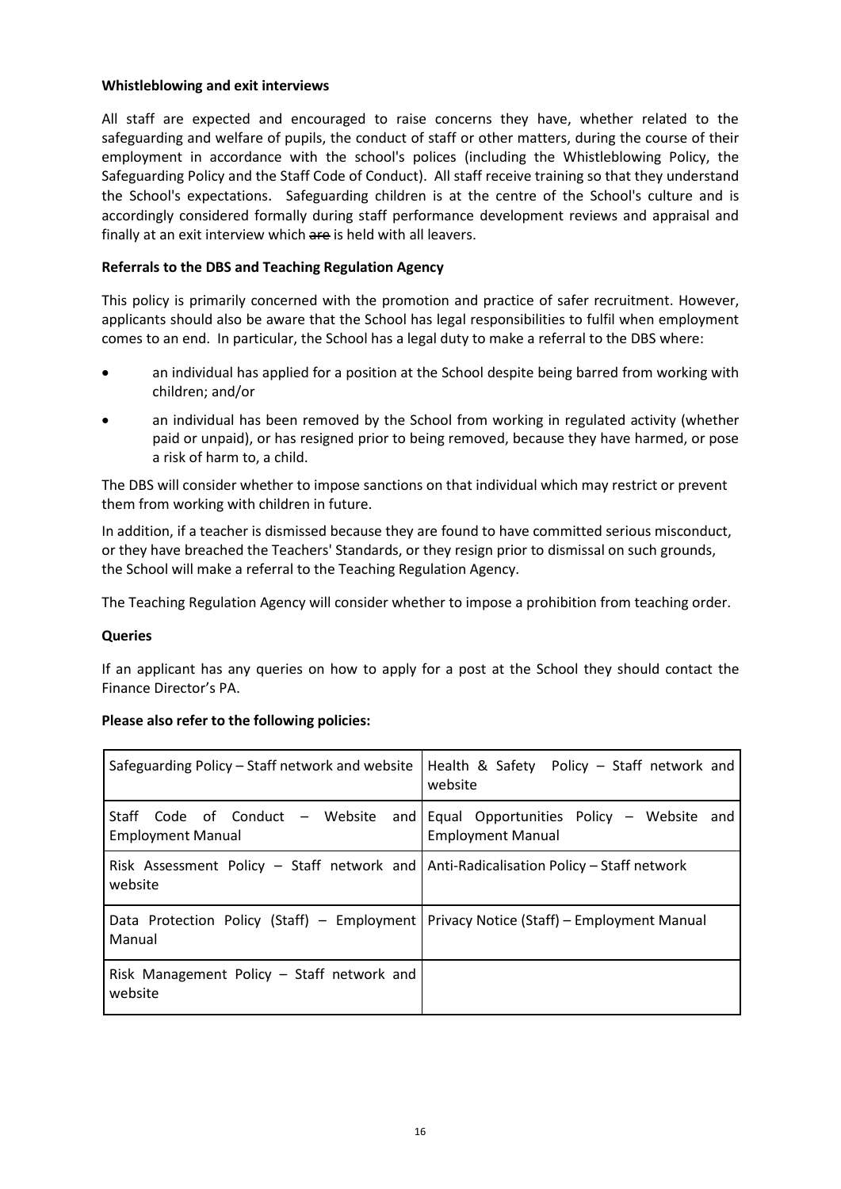**Whistleblowing and exit interviews**

All staff are expected and encouraged to raise concerns they have, whether related to the safeguarding and welfare of pupils, the conduct of staff or other matters, during the course of their employment in accordance with the school's polices (including the Whistleblowing Policy, the Safeguarding Policy and the Staff Code of Conduct). All staff receive training so that they understand the School's expectations. Safeguarding children is at the centre of the School's culture and is accordingly considered formally during staff performance development reviews and appraisal and finally at an exit interview which ~~are~~ is held with all leavers.

**Referrals to the DBS and Teaching Regulation Agency**

This policy is primarily concerned with the promotion and practice of safer recruitment. However, applicants should also be aware that the School has legal responsibilities to fulfil when employment comes to an end. In particular, the School has a legal duty to make a referral to the DBS where:

- an individual has applied for a position at the School despite being barred from working with children; and/or
- an individual has been removed by the School from working in regulated activity (whether paid or unpaid), or has resigned prior to being removed, because they have harmed, or pose a risk of harm to, a child.

The DBS will consider whether to impose sanctions on that individual which may restrict or prevent them from working with children in future.

In addition, if a teacher is dismissed because they are found to have committed serious misconduct, or they have breached the Teachers' Standards, or they resign prior to dismissal on such grounds, the School will make a referral to the Teaching Regulation Agency.

The Teaching Regulation Agency will consider whether to impose a prohibition from teaching order.

**Queries**

If an applicant has any queries on how to apply for a post at the School they should contact the Finance Director's PA.

**Please also refer to the following policies:**

| | |
|---|---|
| Safeguarding Policy – Staff network and website | Health & Safety Policy – Staff network and website |
| Staff Code of Conduct – Website and Employment Manual | Equal Opportunities Policy – Website and Employment Manual |
| Risk Assessment Policy – Staff network and website | Anti-Radicalisation Policy – Staff network |
| Data Protection Policy (Staff) – Employment Manual | Privacy Notice (Staff) – Employment Manual |
| Risk Management Policy – Staff network and website | |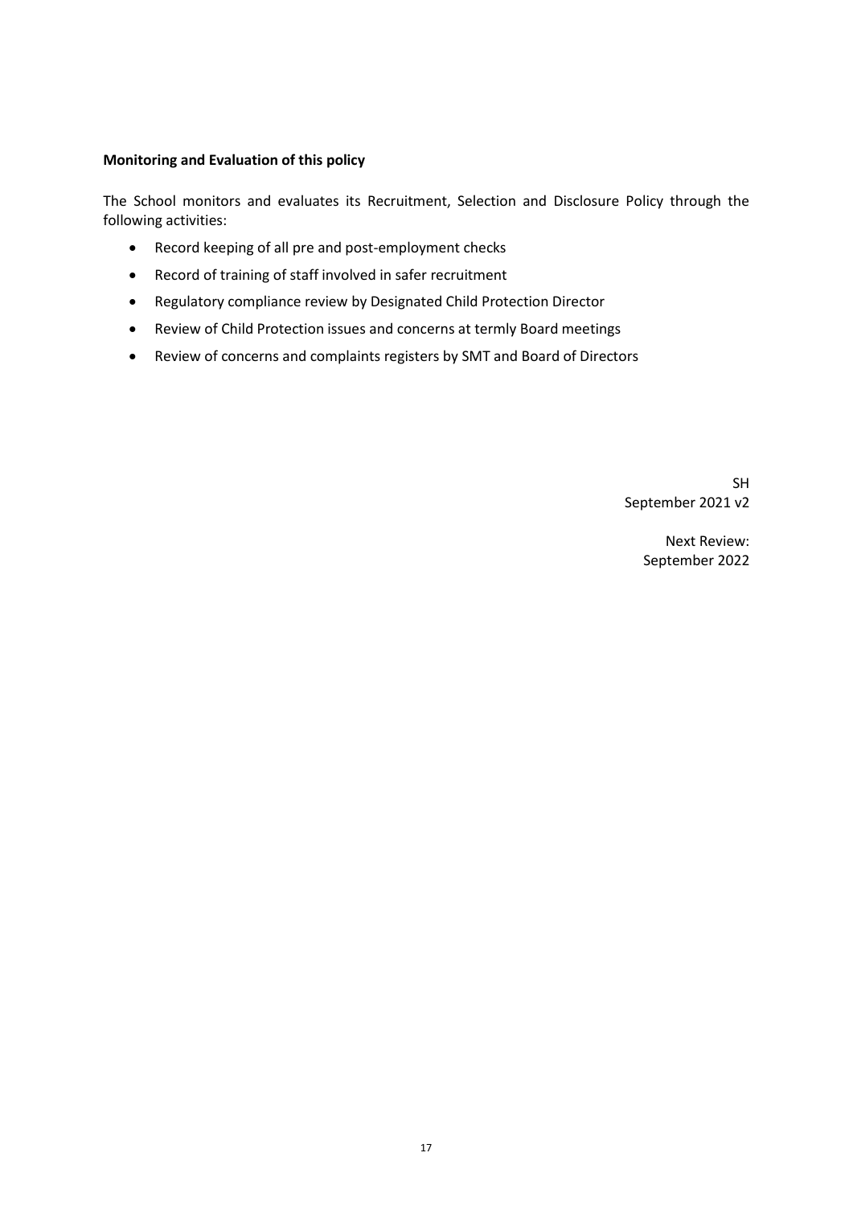**Monitoring and Evaluation of this policy**

The School monitors and evaluates its Recruitment, Selection and Disclosure Policy through the following activities:

- Record keeping of all pre and post-employment checks
- Record of training of staff involved in safer recruitment
- Regulatory compliance review by Designated Child Protection Director
- Review of Child Protection issues and concerns at termly Board meetings
- Review of concerns and complaints registers by SMT and Board of Directors

SH
September 2021 v2

Next Review:
September 2022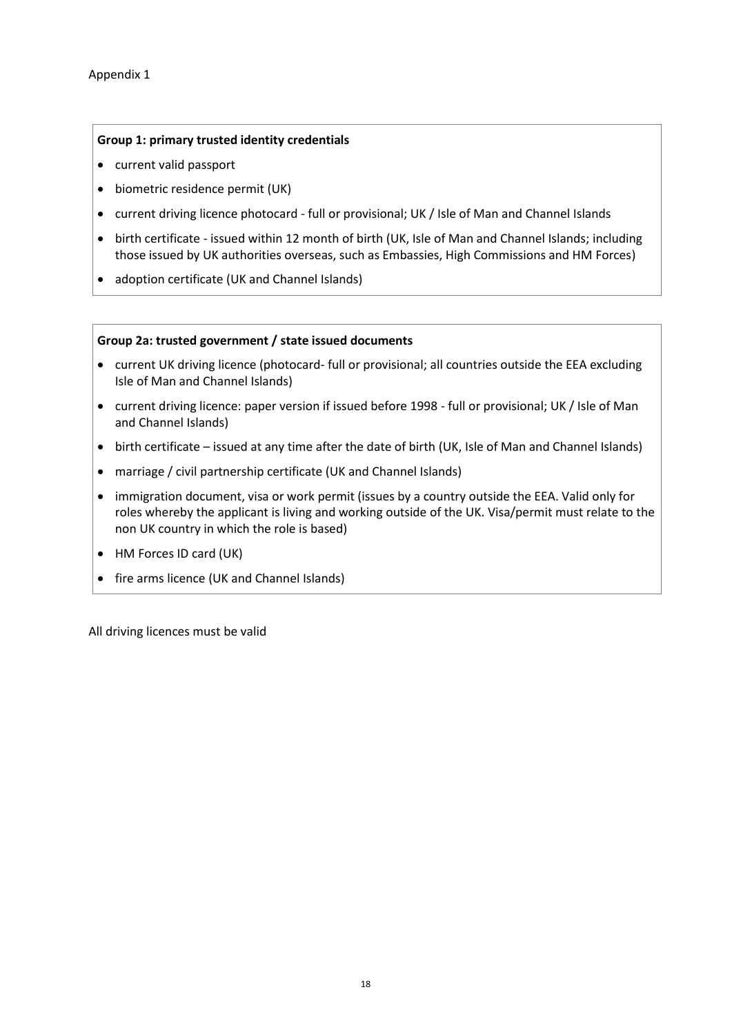Appendix 1

**Group 1: primary trusted identity credentials**

- current valid passport
- biometric residence permit (UK)
- current driving licence photocard - full or provisional; UK / Isle of Man and Channel Islands
- birth certificate - issued within 12 month of birth (UK, Isle of Man and Channel Islands; including those issued by UK authorities overseas, such as Embassies, High Commissions and HM Forces)
- adoption certificate (UK and Channel Islands)

**Group 2a: trusted government / state issued documents**

- current UK driving licence (photocard- full or provisional; all countries outside the EEA excluding Isle of Man and Channel Islands)
- current driving licence: paper version if issued before 1998 - full or provisional; UK / Isle of Man and Channel Islands)
- birth certificate – issued at any time after the date of birth (UK, Isle of Man and Channel Islands)
- marriage / civil partnership certificate (UK and Channel Islands)
- immigration document, visa or work permit (issues by a country outside the EEA. Valid only for roles whereby the applicant is living and working outside of the UK. Visa/permit must relate to the non UK country in which the role is based)
- HM Forces ID card (UK)
- fire arms licence (UK and Channel Islands)

All driving licences must be valid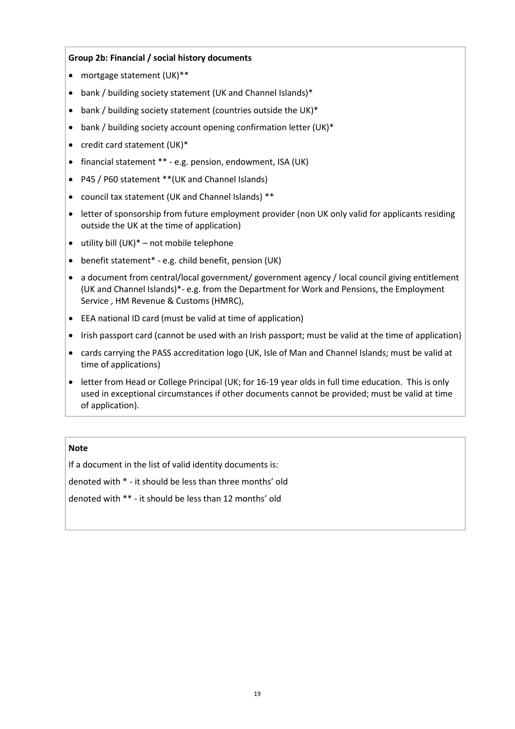**Group 2b: Financial / social history documents**

- mortgage statement (UK)**
- bank / building society statement (UK and Channel Islands)*
- bank / building society statement (countries outside the UK)*
- bank / building society account opening confirmation letter (UK)*
- credit card statement (UK)*
- financial statement ** - e.g. pension, endowment, ISA (UK)
- P45 / P60 statement **(UK and Channel Islands)
- council tax statement (UK and Channel Islands) **
- letter of sponsorship from future employment provider (non UK only valid for applicants residing outside the UK at the time of application)
- utility bill (UK)* – not mobile telephone
- benefit statement* - e.g. child benefit, pension (UK)
- a document from central/local government/ government agency / local council giving entitlement (UK and Channel Islands)*- e.g. from the Department for Work and Pensions, the Employment Service , HM Revenue & Customs (HMRC),
- EEA national ID card (must be valid at time of application)
- Irish passport card (cannot be used with an Irish passport; must be valid at the time of application)
- cards carrying the PASS accreditation logo (UK, Isle of Man and Channel Islands; must be valid at time of applications)
- letter from Head or College Principal (UK; for 16-19 year olds in full time education. This is only used in exceptional circumstances if other documents cannot be provided; must be valid at time of application).

**Note**

If a document in the list of valid identity documents is:

denoted with * - it should be less than three months' old

denoted with ** - it should be less than 12 months' old